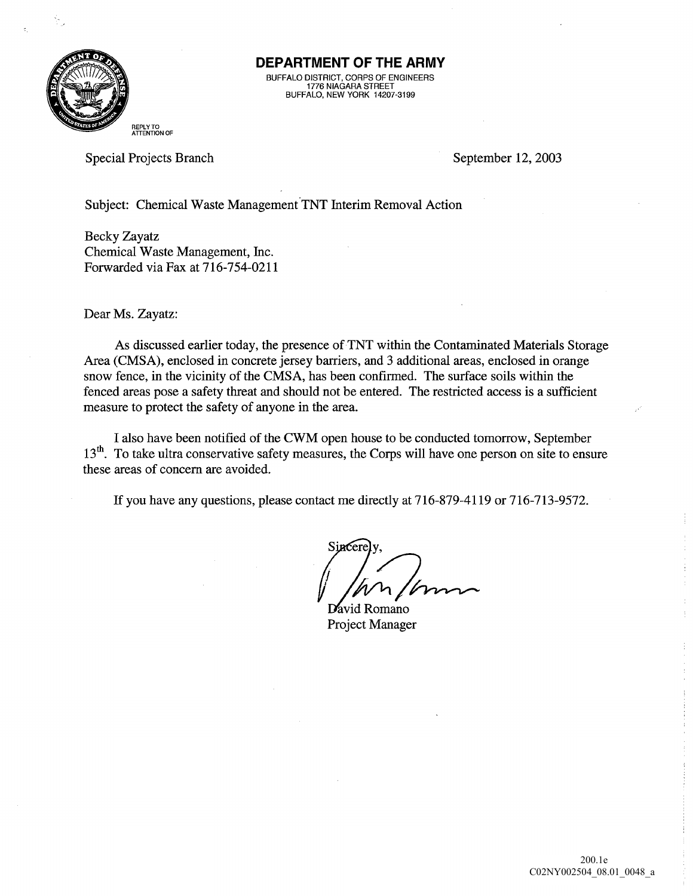# DEPARTMENT OF THE ARMY

BUFFALO DISTRICT, CORPS OF ENGINEERS
1776 NIAGARA STREET
BUFFALO, NEW YORK 14207-3199

REPLY TO
ATTENTION OF

Special Projects Branch

September 12, 2003

Subject: Chemical Waste Management TNT Interim Removal Action

Becky Zayatz
Chemical Waste Management, Inc.
Forwarded via Fax at 716-754-0211

Dear Ms. Zayatz:

As discussed earlier today, the presence of TNT within the Contaminated Materials Storage Area (CMSA), enclosed in concrete jersey barriers, and 3 additional areas, enclosed in orange snow fence, in the vicinity of the CMSA, has been confirmed. The surface soils within the fenced areas pose a safety threat and should not be entered. The restricted access is a sufficient measure to protect the safety of anyone in the area.

I also have been notified of the CWM open house to be conducted tomorrow, September 13th. To take ultra conservative safety measures, the Corps will have one person on site to ensure these areas of concern are avoided.

If you have any questions, please contact me directly at 716-879-4119 or 716-713-9572.

Sincerely,

David Romano
Project Manager

200.1e
C02NY002504_08.01_0048_a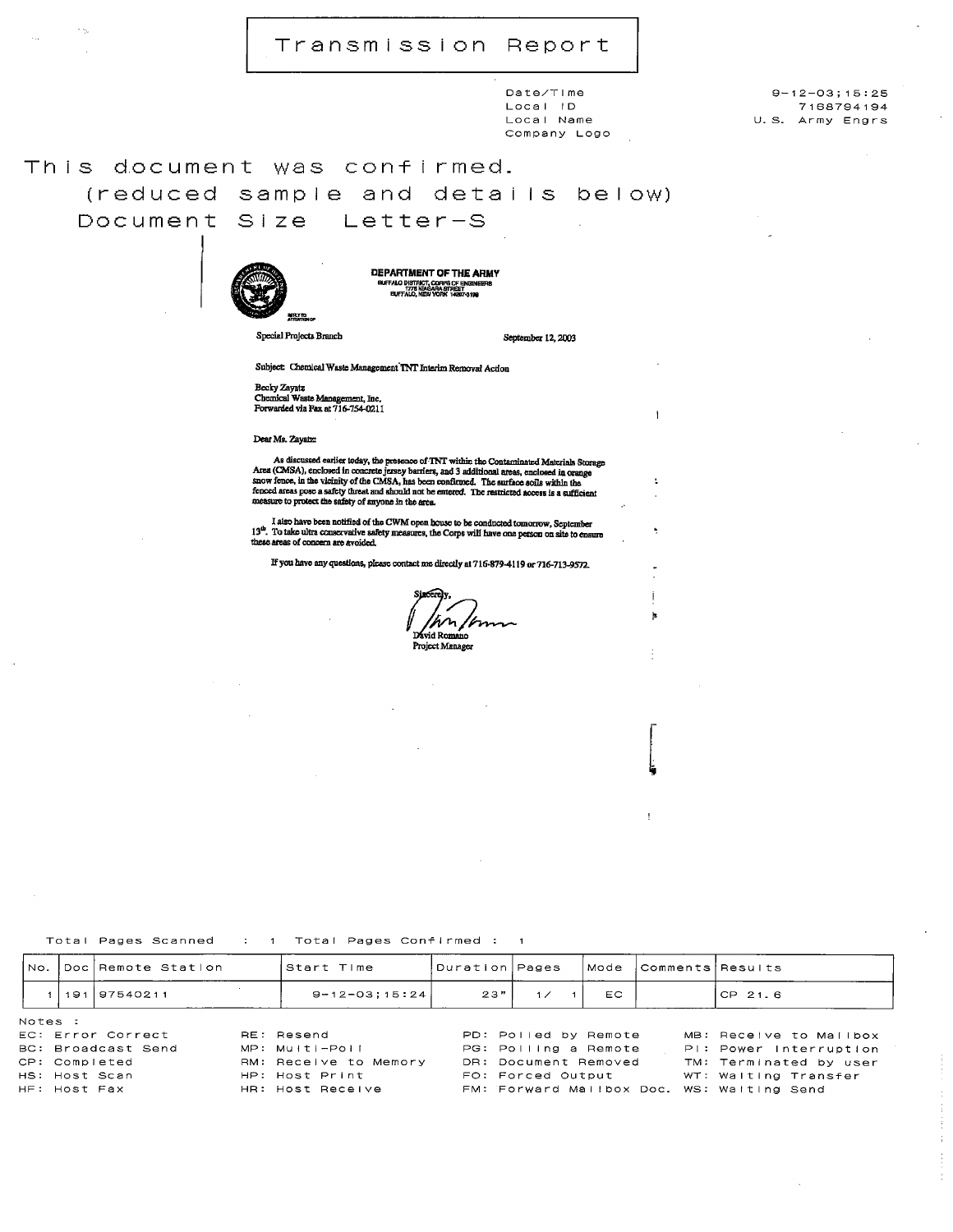# Transmission Report

| | |
|---|---|
| Date/Time | 9-12-03;15:25 |
| Local ID | 7168794194 |
| Local Name | U.S. Army Engrs |
| Company Logo | |

This document was confirmed.
(reduced sample and details below)
Document Size Letter-S

**DEPARTMENT OF THE ARMY**
BUFFALO DISTRICT, CORPS OF ENGINEERS
1776 NIAGARA STREET
BUFFALO, NEW YORK 14207-3199

REPLY TO
ATTENTION OF

Special Projects Branch

September 12, 2003

Subject: Chemical Waste Management TNT Interim Removal Action

Becky Zayatz
Chemical Waste Management, Inc.
Forwarded via Fax at 716-754-0211

Dear Ms. Zayatz:

As discussed earlier today, the presence of TNT within the Contaminated Materials Storage Area (CMSA), enclosed in concrete jersey barriers, and 3 additional areas, enclosed in orange snow fence, in the vicinity of the CMSA, has been confirmed. The surface soils within the fenced areas pose a safety threat and should not be entered. The restricted access is a sufficient measure to protect the safety of anyone in the area.

I also have been notified of the CWM open house to be conducted tomorrow, September 13th. To take ultra conservative safety measures, the Corps will have one person on site to ensure these areas of concern are avoided.

If you have any questions, please contact me directly at 716-879-4119 or 716-713-9572.

Sincerely,

David Romano
Project Manager

Total Pages Scanned : 1 Total Pages Confirmed : 1

| No. | Doc | Remote Station | Start Time | Duration | Pages | Mode | Comments | Results |
|---|---|---|---|---|---|---|---|---|
| 1 | 191 | 97540211 | 9-12-03;15:24 | 23" | 1/ 1 | EC | | CP 21.6 |

Notes :

| | | | |
|---|---|---|---|
| EC: Error Correct | RE: Resend | PD: Polled by Remote | MB: Receive to Mailbox |
| BC: Broadcast Send | MP: Multi-Poll | PG: Polling a Remote | PI: Power Interruption |
| CP: Completed | RM: Receive to Memory | DR: Document Removed | TM: Terminated by user |
| HS: Host Scan | HP: Host Print | FO: Forced Output | WT: Waiting Transfer |
| HF: Host Fax | HR: Host Receive | FM: Forward Mailbox Doc. | WS: Waiting Send |